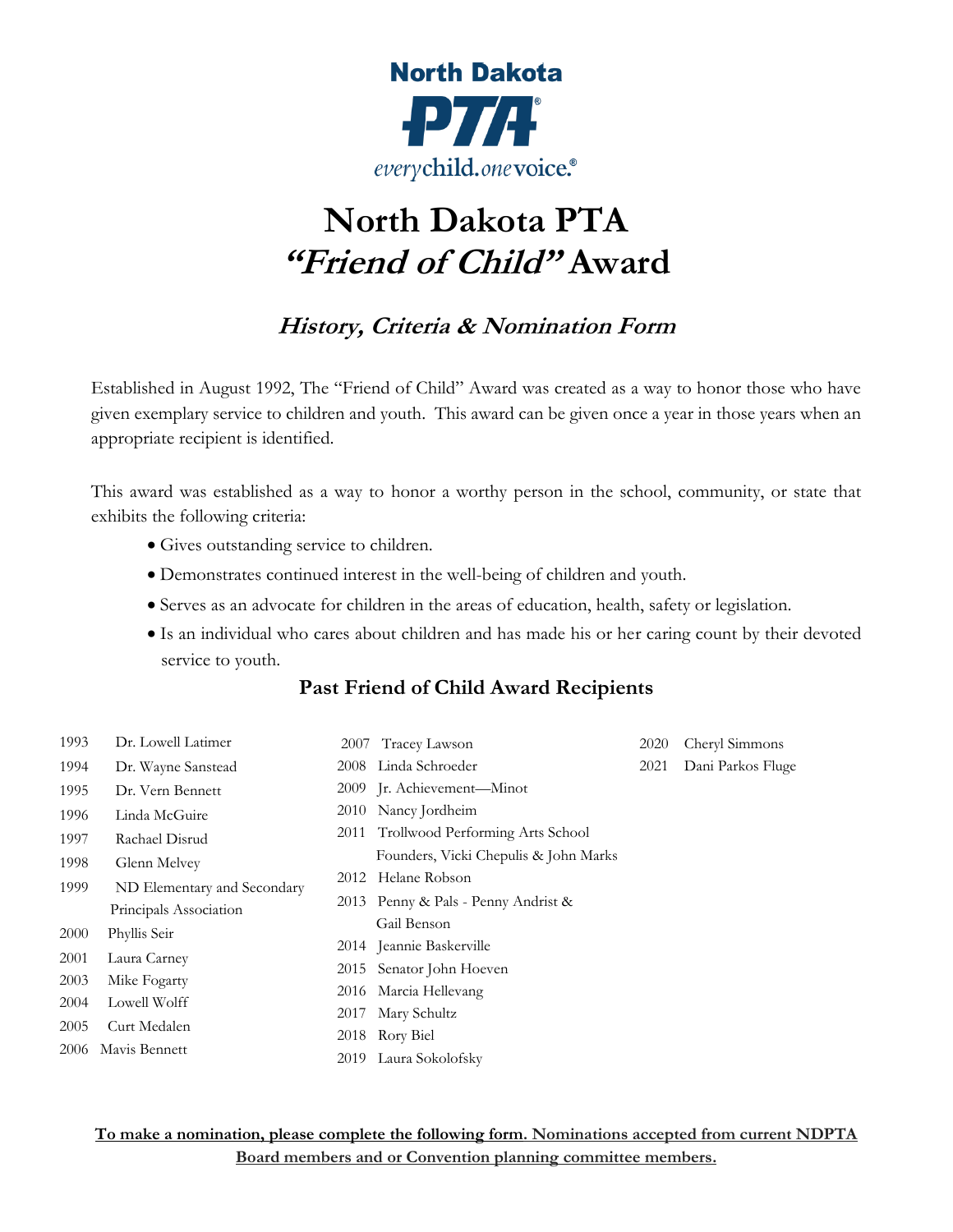North Dakota
PTA®
everychild.onevoice.®

# North Dakota PTA *"Friend of Child"* Award

## *History, Criteria & Nomination Form*

Established in August 1992, The "Friend of Child" Award was created as a way to honor those who have given exemplary service to children and youth. This award can be given once a year in those years when an appropriate recipient is identified.

This award was established as a way to honor a worthy person in the school, community, or state that exhibits the following criteria:

- Gives outstanding service to children.
- Demonstrates continued interest in the well-being of children and youth.
- Serves as an advocate for children in the areas of education, health, safety or legislation.
- Is an individual who cares about children and has made his or her caring count by their devoted service to youth.

### Past Friend of Child Award Recipients

1993 Dr. Lowell Latimer
1994 Dr. Wayne Sanstead
1995 Dr. Vern Bennett
1996 Linda McGuire
1997 Rachael Disrud
1998 Glenn Melvey
1999 ND Elementary and Secondary Principals Association
2000 Phyllis Seir
2001 Laura Carney
2003 Mike Fogarty
2004 Lowell Wolff
2005 Curt Medalen
2006 Mavis Bennett
2007 Tracey Lawson
2008 Linda Schroeder
2009 Jr. Achievement—Minot
2010 Nancy Jordheim
2011 Trollwood Performing Arts School Founders, Vicki Chepulis & John Marks
2012 Helane Robson
2013 Penny & Pals - Penny Andrist & Gail Benson
2014 Jeannie Baskerville
2015 Senator John Hoeven
2016 Marcia Hellevang
2017 Mary Schultz
2018 Rory Biel
2019 Laura Sokolofsky
2020 Cheryl Simmons
2021 Dani Parkos Fluge

**To make a nomination, please complete the following form. Nominations accepted from current NDPTA Board members and or Convention planning committee members.**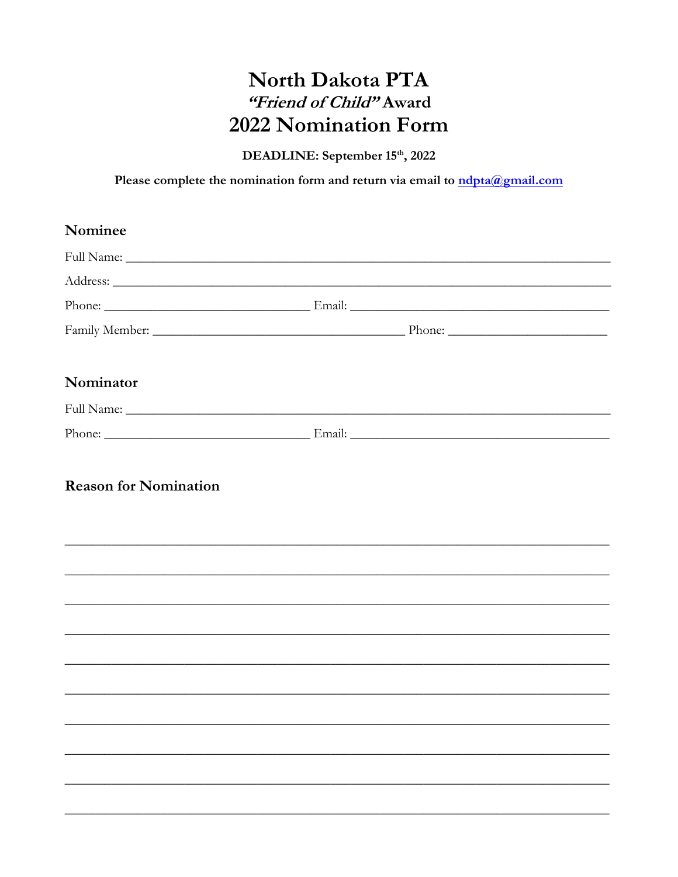# North Dakota PTA
## *"Friend of Child"* Award
## 2022 Nomination Form

**DEADLINE: September 15th, 2022**

**Please complete the nomination form and return via email to ndpta@gmail.com**

### Nominee

Full Name: ____________________________________________________________

Address: ______________________________________________________________

Phone: ____________________________ Email: __________________________________

Family Member: ____________________________________ Phone: ______________________

### Nominator

Full Name: ____________________________________________________________

Phone: ____________________________ Email: __________________________________

### Reason for Nomination

________________________________________________________________________

________________________________________________________________________

________________________________________________________________________

________________________________________________________________________

________________________________________________________________________

________________________________________________________________________

________________________________________________________________________

________________________________________________________________________

________________________________________________________________________

________________________________________________________________________